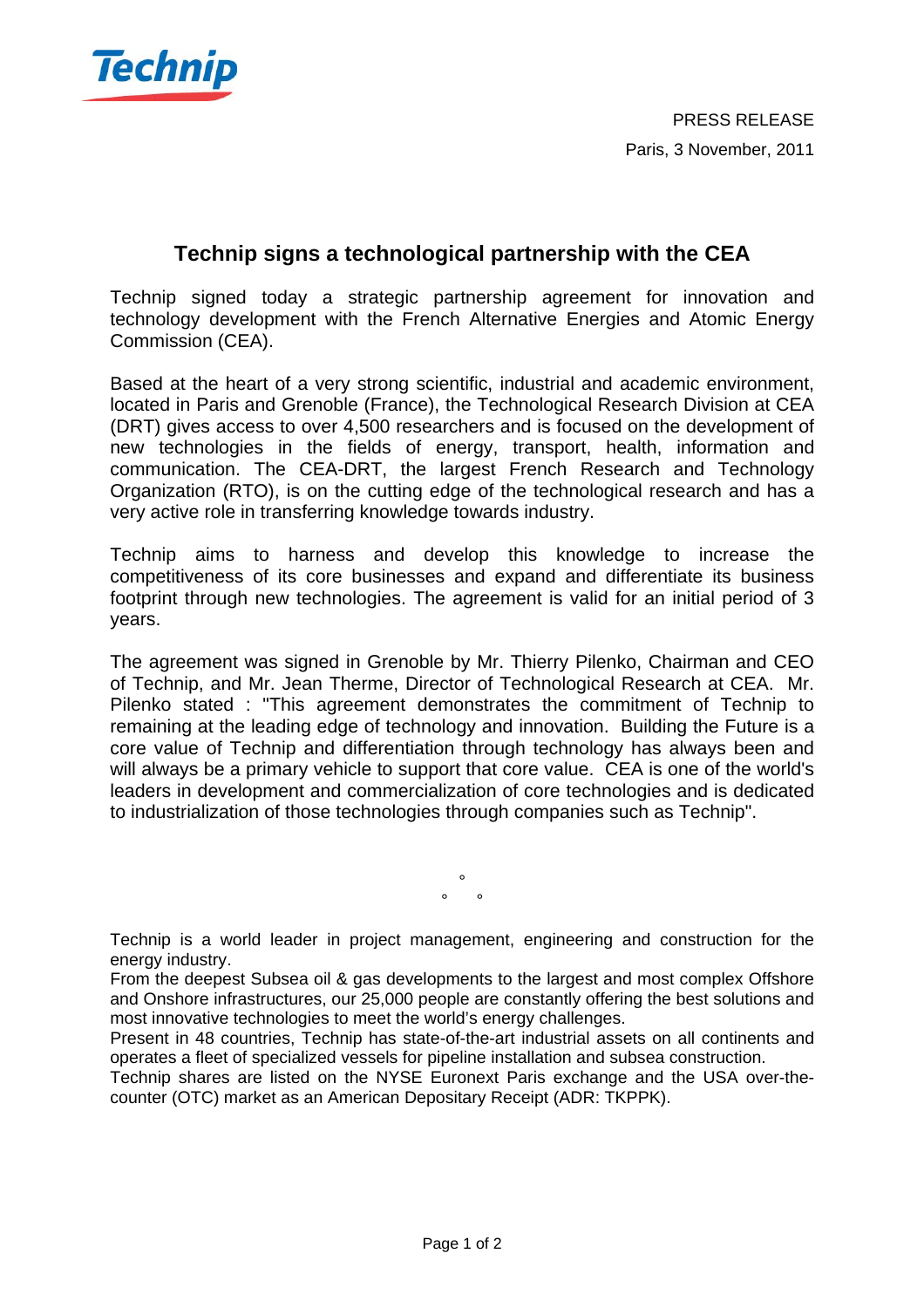Technip

PRESS RELEASE

Paris, 3 November, 2011

# Technip signs a technological partnership with the CEA

Technip signed today a strategic partnership agreement for innovation and technology development with the French Alternative Energies and Atomic Energy Commission (CEA).

Based at the heart of a very strong scientific, industrial and academic environment, located in Paris and Grenoble (France), the Technological Research Division at CEA (DRT) gives access to over 4,500 researchers and is focused on the development of new technologies in the fields of energy, transport, health, information and communication. The CEA-DRT, the largest French Research and Technology Organization (RTO), is on the cutting edge of the technological research and has a very active role in transferring knowledge towards industry.

Technip aims to harness and develop this knowledge to increase the competitiveness of its core businesses and expand and differentiate its business footprint through new technologies. The agreement is valid for an initial period of 3 years.

The agreement was signed in Grenoble by Mr. Thierry Pilenko, Chairman and CEO of Technip, and Mr. Jean Therme, Director of Technological Research at CEA. Mr. Pilenko stated : "This agreement demonstrates the commitment of Technip to remaining at the leading edge of technology and innovation. Building the Future is a core value of Technip and differentiation through technology has always been and will always be a primary vehicle to support that core value. CEA is one of the world's leaders in development and commercialization of core technologies and is dedicated to industrialization of those technologies through companies such as Technip".

°
° °

Technip is a world leader in project management, engineering and construction for the energy industry.
From the deepest Subsea oil & gas developments to the largest and most complex Offshore and Onshore infrastructures, our 25,000 people are constantly offering the best solutions and most innovative technologies to meet the world's energy challenges.
Present in 48 countries, Technip has state-of-the-art industrial assets on all continents and operates a fleet of specialized vessels for pipeline installation and subsea construction.
Technip shares are listed on the NYSE Euronext Paris exchange and the USA over-the-counter (OTC) market as an American Depositary Receipt (ADR: TKPPK).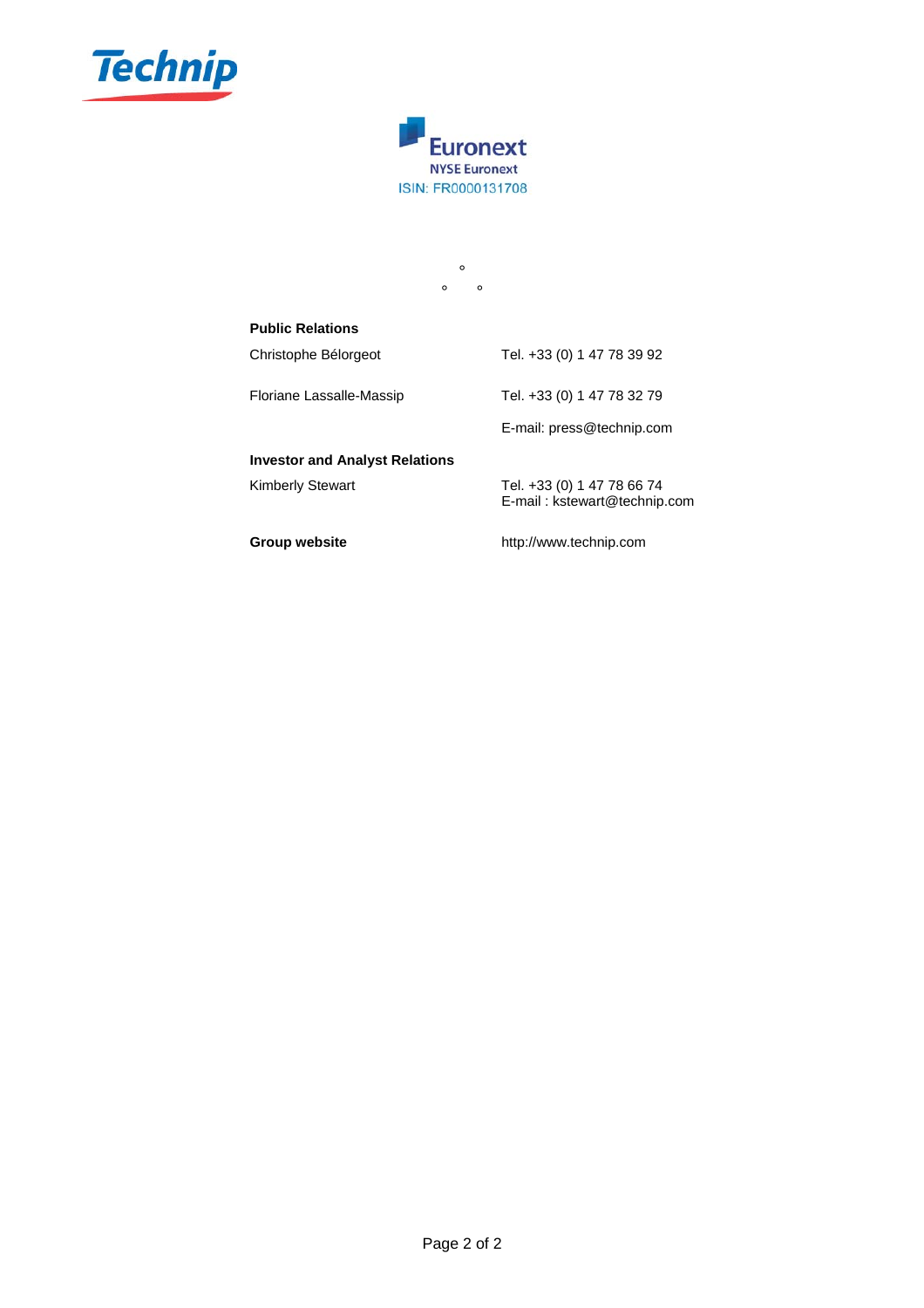Technip

Euronext
NYSE Euronext
ISIN: FR0000131708

°

° °

| | |
|---|---|
| **Public Relations** | |
| Christophe Bélorgeot | Tel. +33 (0) 1 47 78 39 92 |
| Floriane Lassalle-Massip | Tel. +33 (0) 1 47 78 32 79 |
| | E-mail: press@technip.com |
| **Investor and Analyst Relations** | |
| Kimberly Stewart | Tel. +33 (0) 1 47 78 66 74<br>E-mail : kstewart@technip.com |
| **Group website** | http://www.technip.com |